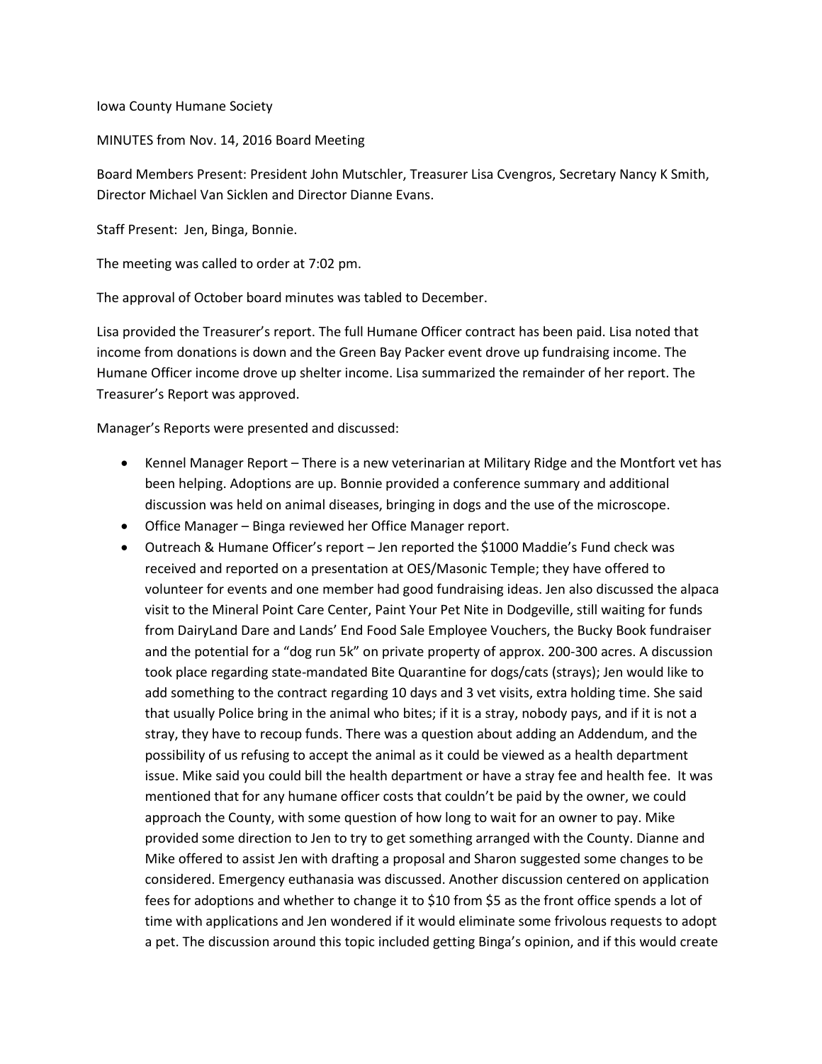Iowa County Humane Society

MINUTES from Nov. 14, 2016 Board Meeting

Board Members Present: President John Mutschler, Treasurer Lisa Cvengros, Secretary Nancy K Smith, Director Michael Van Sicklen and Director Dianne Evans.

Staff Present: Jen, Binga, Bonnie.

The meeting was called to order at 7:02 pm.

The approval of October board minutes was tabled to December.

Lisa provided the Treasurer's report. The full Humane Officer contract has been paid. Lisa noted that income from donations is down and the Green Bay Packer event drove up fundraising income. The Humane Officer income drove up shelter income. Lisa summarized the remainder of her report. The Treasurer's Report was approved.

Manager's Reports were presented and discussed:

- Kennel Manager Report – There is a new veterinarian at Military Ridge and the Montfort vet has been helping. Adoptions are up. Bonnie provided a conference summary and additional discussion was held on animal diseases, bringing in dogs and the use of the microscope.
- Office Manager – Binga reviewed her Office Manager report.
- Outreach & Humane Officer's report – Jen reported the $1000 Maddie's Fund check was received and reported on a presentation at OES/Masonic Temple; they have offered to volunteer for events and one member had good fundraising ideas. Jen also discussed the alpaca visit to the Mineral Point Care Center, Paint Your Pet Nite in Dodgeville, still waiting for funds from DairyLand Dare and Lands' End Food Sale Employee Vouchers, the Bucky Book fundraiser and the potential for a "dog run 5k" on private property of approx. 200-300 acres. A discussion took place regarding state-mandated Bite Quarantine for dogs/cats (strays); Jen would like to add something to the contract regarding 10 days and 3 vet visits, extra holding time. She said that usually Police bring in the animal who bites; if it is a stray, nobody pays, and if it is not a stray, they have to recoup funds. There was a question about adding an Addendum, and the possibility of us refusing to accept the animal as it could be viewed as a health department issue. Mike said you could bill the health department or have a stray fee and health fee. It was mentioned that for any humane officer costs that couldn't be paid by the owner, we could approach the County, with some question of how long to wait for an owner to pay. Mike provided some direction to Jen to try to get something arranged with the County. Dianne and Mike offered to assist Jen with drafting a proposal and Sharon suggested some changes to be considered. Emergency euthanasia was discussed. Another discussion centered on application fees for adoptions and whether to change it to $10 from $5 as the front office spends a lot of time with applications and Jen wondered if it would eliminate some frivolous requests to adopt a pet. The discussion around this topic included getting Binga's opinion, and if this would create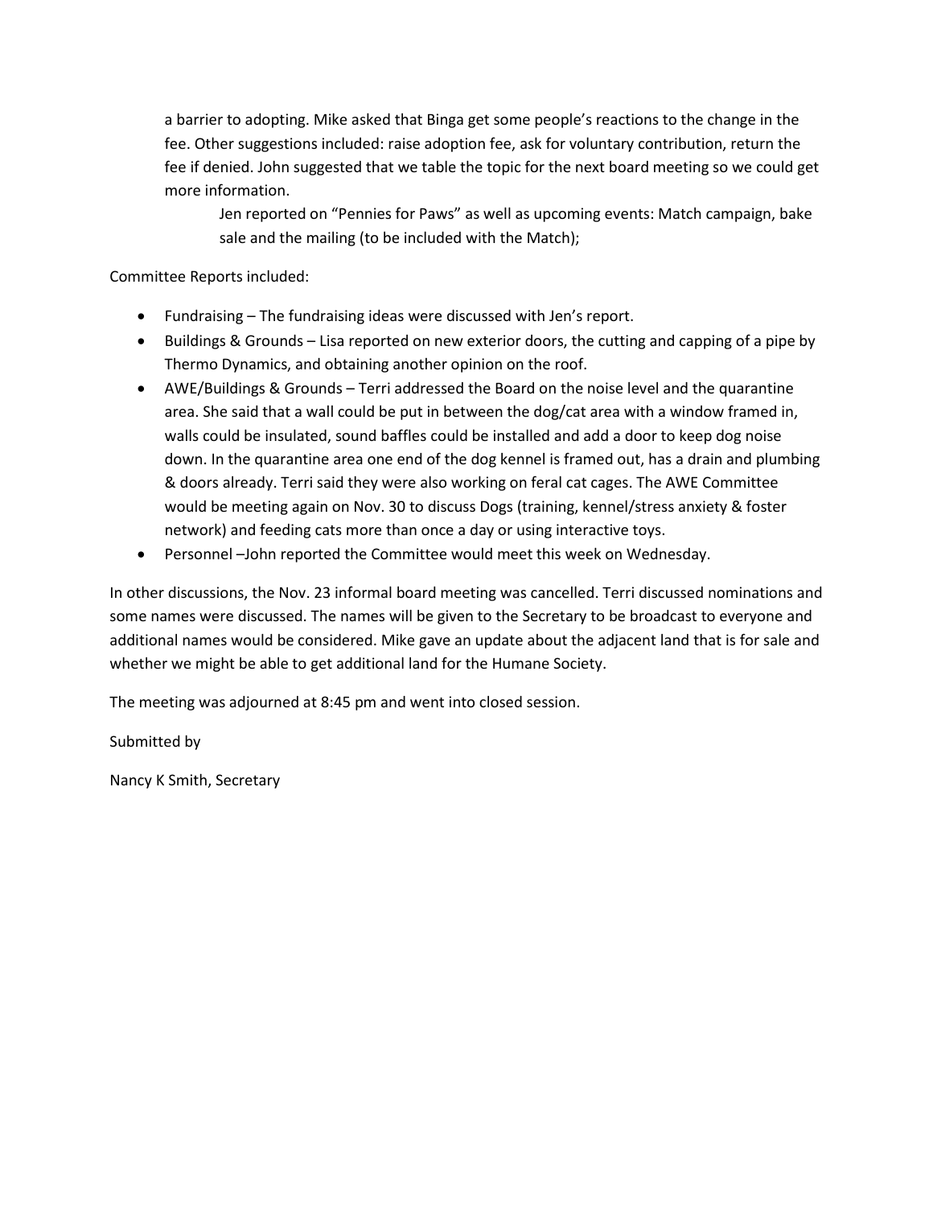a barrier to adopting. Mike asked that Binga get some people's reactions to the change in the fee. Other suggestions included: raise adoption fee, ask for voluntary contribution, return the fee if denied. John suggested that we table the topic for the next board meeting so we could get more information.

Jen reported on "Pennies for Paws" as well as upcoming events: Match campaign, bake sale and the mailing (to be included with the Match);

Committee Reports included:

- Fundraising – The fundraising ideas were discussed with Jen's report.
- Buildings & Grounds – Lisa reported on new exterior doors, the cutting and capping of a pipe by Thermo Dynamics, and obtaining another opinion on the roof.
- AWE/Buildings & Grounds – Terri addressed the Board on the noise level and the quarantine area. She said that a wall could be put in between the dog/cat area with a window framed in, walls could be insulated, sound baffles could be installed and add a door to keep dog noise down. In the quarantine area one end of the dog kennel is framed out, has a drain and plumbing & doors already. Terri said they were also working on feral cat cages. The AWE Committee would be meeting again on Nov. 30 to discuss Dogs (training, kennel/stress anxiety & foster network) and feeding cats more than once a day or using interactive toys.
- Personnel –John reported the Committee would meet this week on Wednesday.

In other discussions, the Nov. 23 informal board meeting was cancelled. Terri discussed nominations and some names were discussed. The names will be given to the Secretary to be broadcast to everyone and additional names would be considered. Mike gave an update about the adjacent land that is for sale and whether we might be able to get additional land for the Humane Society.

The meeting was adjourned at 8:45 pm and went into closed session.

Submitted by

Nancy K Smith, Secretary